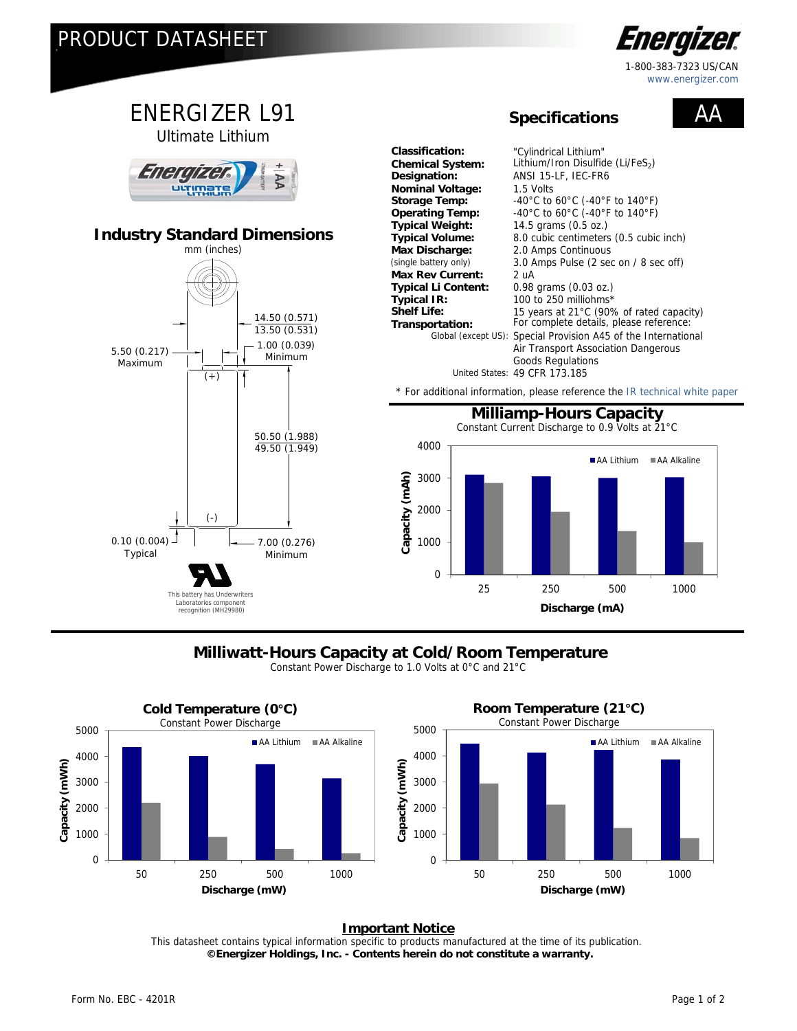# PRODUCT DATASHEET

Energizer

1-800-383-7323 US/CAN
www.energizer.com

## ENERGIZER L91

Ultimate Lithium

## Industry Standard Dimensions

mm (inches)

14.50 (0.571)
13.50 (0.531)

1.00 (0.039)
Minimum

5.50 (0.217)
Maximum

(+)

50.50 (1.988)
49.50 (1.949)

(-)

0.10 (0.004)
Typical

7.00 (0.276)
Minimum

This battery has Underwriters Laboratories component recognition (MH29980)

## Specifications

AA

| | |
|---|---|
| **Classification:** | "Cylindrical Lithium" |
| **Chemical System:** | Lithium/Iron Disulfide ($Li/FeS_2$) |
| **Designation:** | ANSI 15-LF, IEC-FR6 |
| **Nominal Voltage:** | 1.5 Volts |
| **Storage Temp:** | -40°C to 60°C (-40°F to 140°F) |
| **Operating Temp:** | -40°C to 60°C (-40°F to 140°F) |
| **Typical Weight:** | 14.5 grams (0.5 oz.) |
| **Typical Volume:** | 8.0 cubic centimeters (0.5 cubic inch) |
| **Max Discharge:** | 2.0 Amps Continuous |
| (single battery only) | 3.0 Amps Pulse (2 sec on / 8 sec off) |
| **Max Rev Current:** | 2 uA |
| **Typical Li Content:** | 0.98 grams (0.03 oz.) |
| **Typical IR:** | 100 to 250 milliohms* |
| **Shelf Life:** | 15 years at 21°C (90% of rated capacity) |
| **Transportation:** | For complete details, please reference: |
| Global (except US): | Special Provision A45 of the International Air Transport Association Dangerous Goods Regulations |
| United States: | 49 CFR 173.185 |

\* For additional information, please reference the IR technical white paper

## Milliamp-Hours Capacity

Constant Current Discharge to 0.9 Volts at 21°C

## Milliwatt-Hours Capacity at Cold/Room Temperature

Constant Power Discharge to 1.0 Volts at 0°C and 21°C

### Important Notice

This datasheet contains typical information specific to products manufactured at the time of its publication.
**©Energizer Holdings, Inc. - Contents herein do not constitute a warranty.**

Form No. EBC - 4201R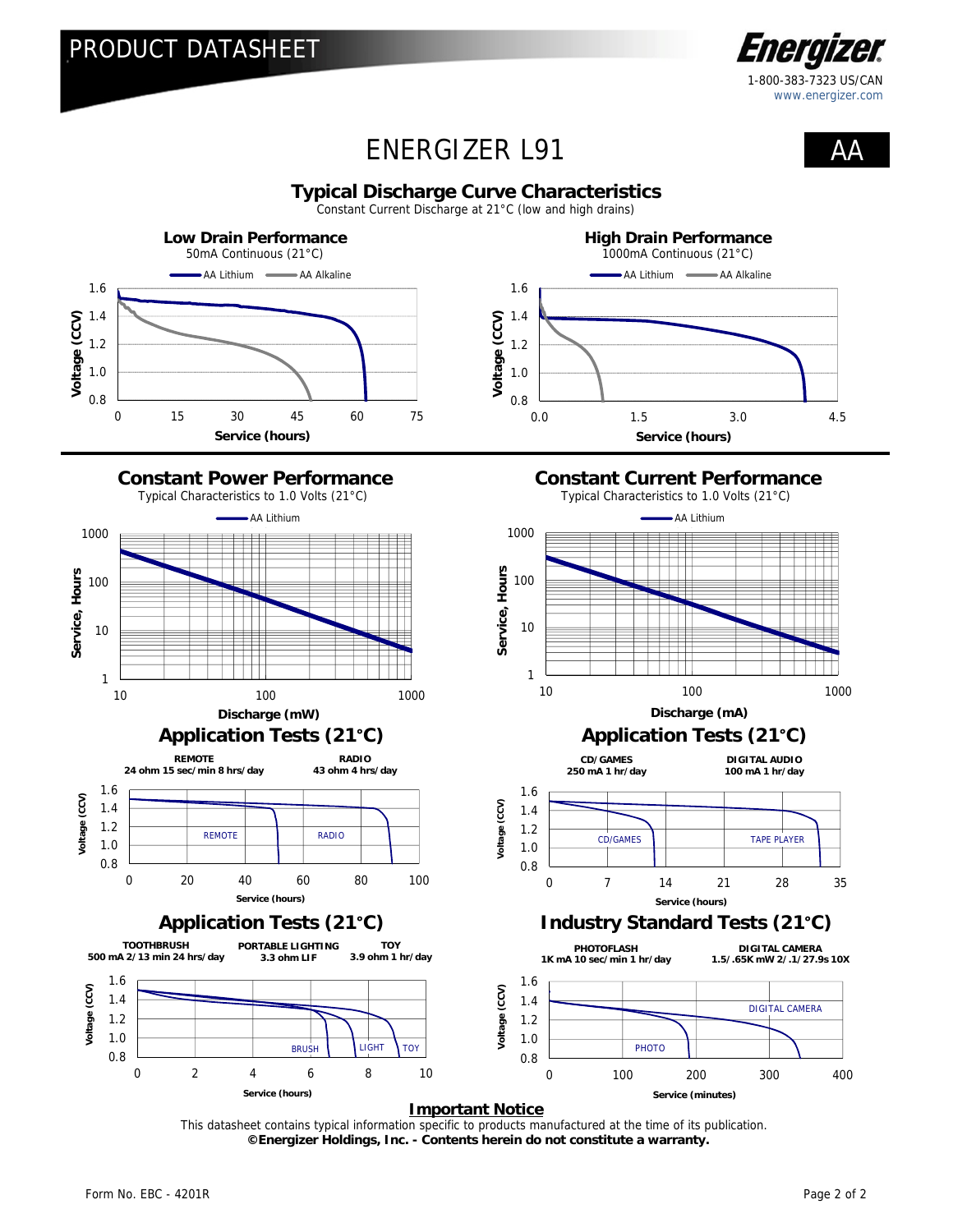PRODUCT DATASHEET

Energizer

1-800-383-7323 US/CAN
www.energizer.com

# ENERGIZER L91

AA

## Typical Discharge Curve Characteristics

Constant Current Discharge at 21°C (low and high drains)

### Low Drain Performance

50mA Continuous (21°C)

AA Lithium
AA Alkaline

Voltage (CCV)
1.6
1.4
1.2
1.0
0.8

0 15 30 45 60 75

Service (hours)

### High Drain Performance

1000mA Continuous (21°C)

AA Lithium
AA Alkaline

Voltage (CCV)
1.6
1.4
1.2
1.0
0.8

0.0 1.5 3.0 4.5

Service (hours)

### Constant Power Performance

Typical Characteristics to 1.0 Volts (21°C)

AA Lithium

Service, Hours
1000
100
10
1

10 100 1000

Discharge (mW)

### Constant Current Performance

Typical Characteristics to 1.0 Volts (21°C)

AA Lithium

Service, Hours
1000
100
10
1

10 100 1000

Discharge (mA)

### Application Tests (21°C)

REMOTE
24 ohm 15 sec/min 8 hrs/day

RADIO
43 ohm 4 hrs/day

Voltage (CCV)
1.6
1.4
1.2
1.0
0.8

REMOTE
RADIO

0 20 40 60 80 100

Service (hours)

### Application Tests (21°C)

CD/GAMES
250 mA 1 hr/day

DIGITAL AUDIO
100 mA 1 hr/day

Voltage (CCV)
1.6
1.4
1.2
1.0
0.8

CD/GAMES
TAPE PLAYER

0 7 14 21 28 35

Service (hours)

### Application Tests (21°C)

TOOTHBRUSH
500 mA 2/13 min 24 hrs/day

PORTABLE LIGHTING
3.3 ohm LIF

TOY
3.9 ohm 1 hr/day

Voltage (CCV)
1.6
1.4
1.2
1.0
0.8

BRUSH
LIGHT
TOY

0 2 4 6 8 10

Service (hours)

### Industry Standard Tests (21°C)

PHOTOFLASH
1K mA 10 sec/min 1 hr/day

DIGITAL CAMERA
1.5/.65K mW 2/.1/27.9s 10X

Voltage (CCV)
1.6
1.4
1.2
1.0
0.8

DIGITAL CAMERA
PHOTO

0 100 200 300 400

Service (minutes)

**Important Notice**

This datasheet contains typical information specific to products manufactured at the time of its publication.

**©Energizer Holdings, Inc. - Contents herein do not constitute a warranty.**

Form No. EBC - 4201R